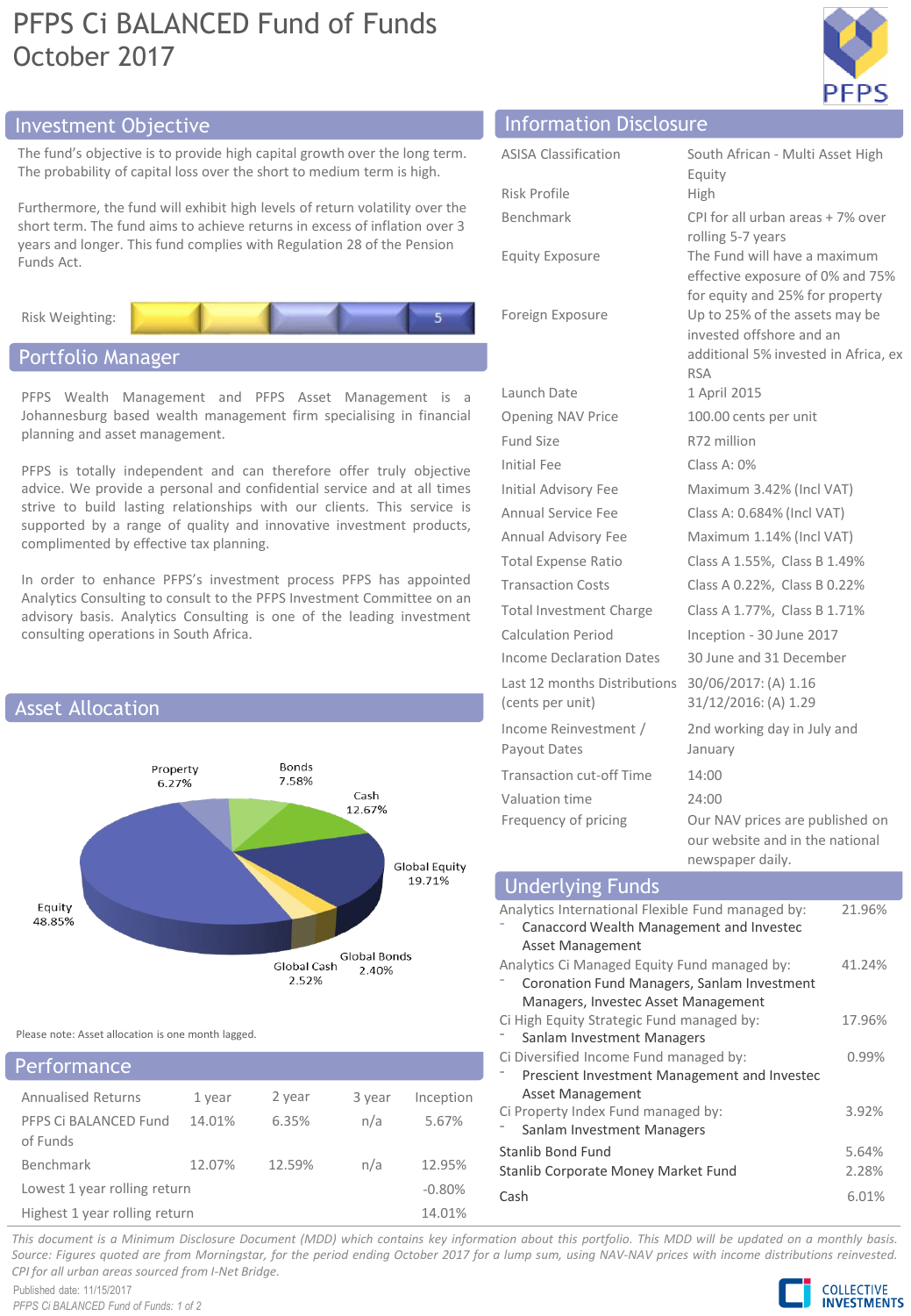# PFPS Ci BALANCED Fund of Funds
# October 2017

## Investment Objective

The fund's objective is to provide high capital growth over the long term. The probability of capital loss over the short to medium term is high.

Furthermore, the fund will exhibit high levels of return volatility over the short term. The fund aims to achieve returns in excess of inflation over 3 years and longer. This fund complies with Regulation 28 of the Pension Funds Act.

Risk Weighting: 5

## Portfolio Manager

PFPS Wealth Management and PFPS Asset Management is a Johannesburg based wealth management firm specialising in financial planning and asset management.

PFPS is totally independent and can therefore offer truly objective advice. We provide a personal and confidential service and at all times strive to build lasting relationships with our clients. This service is supported by a range of quality and innovative investment products, complimented by effective tax planning.

In order to enhance PFPS's investment process PFPS has appointed Analytics Consulting to consult to the PFPS Investment Committee on an advisory basis. Analytics Consulting is one of the leading investment consulting operations in South Africa.

## Asset Allocation

| Asset | % |
|---|---|
| Equity | 48.85% |
| Global Equity | 19.71% |
| Cash | 12.67% |
| Bonds | 7.58% |
| Property | 6.27% |
| Global Cash | 2.52% |
| Global Bonds | 2.40% |

Please note: Asset allocation is one month lagged.

## Performance

| Annualised Returns | 1 year | 2 year | 3 year | Inception |
|---|---|---|---|---|
| PFPS Ci BALANCED Fund of Funds | 14.01% | 6.35% | n/a | 5.67% |
| Benchmark | 12.07% | 12.59% | n/a | 12.95% |
| Lowest 1 year rolling return | | | | -0.80% |
| Highest 1 year rolling return | | | | 14.01% |

## Information Disclosure

| | |
|---|---|
| ASISA Classification | South African - Multi Asset High Equity |
| Risk Profile | High |
| Benchmark | CPI for all urban areas + 7% over rolling 5-7 years |
| Equity Exposure | The Fund will have a maximum effective exposure of 0% and 75% for equity and 25% for property |
| Foreign Exposure | Up to 25% of the assets may be invested offshore and an additional 5% invested in Africa, ex RSA |
| Launch Date | 1 April 2015 |
| Opening NAV Price | 100.00 cents per unit |
| Fund Size | R72 million |
| Initial Fee | Class A: 0% |
| Initial Advisory Fee | Maximum 3.42% (Incl VAT) |
| Annual Service Fee | Class A: 0.684% (Incl VAT) |
| Annual Advisory Fee | Maximum 1.14% (Incl VAT) |
| Total Expense Ratio | Class A 1.55%, Class B 1.49% |
| Transaction Costs | Class A 0.22%, Class B 0.22% |
| Total Investment Charge | Class A 1.77%, Class B 1.71% |
| Calculation Period | Inception - 30 June 2017 |
| Income Declaration Dates | 30 June and 31 December |
| Last 12 months Distributions (cents per unit) | 30/06/2017: (A) 1.16<br>31/12/2016: (A) 1.29 |
| Income Reinvestment / Payout Dates | 2nd working day in July and January |
| Transaction cut-off Time | 14:00 |
| Valuation time | 24:00 |
| Frequency of pricing | Our NAV prices are published on our website and in the national newspaper daily. |

## Underlying Funds

| Fund | % |
|---|---|
| Analytics International Flexible Fund managed by:<br>- Canaccord Wealth Management and Investec Asset Management | 21.96% |
| Analytics Ci Managed Equity Fund managed by:<br>- Coronation Fund Managers, Sanlam Investment Managers, Investec Asset Management | 41.24% |
| Ci High Equity Strategic Fund managed by:<br>- Sanlam Investment Managers | 17.96% |
| Ci Diversified Income Fund managed by:<br>- Prescient Investment Management and Investec Asset Management | 0.99% |
| Ci Property Index Fund managed by:<br>- Sanlam Investment Managers | 3.92% |
| Stanlib Bond Fund | 5.64% |
| Stanlib Corporate Money Market Fund | 2.28% |
| Cash | 6.01% |

*This document is a Minimum Disclosure Document (MDD) which contains key information about this portfolio. This MDD will be updated on a monthly basis. Source: Figures quoted are from Morningstar, for the period ending October 2017 for a lump sum, using NAV-NAV prices with income distributions reinvested. CPI for all urban areas sourced from I-Net Bridge.*

Published date: 11/15/2017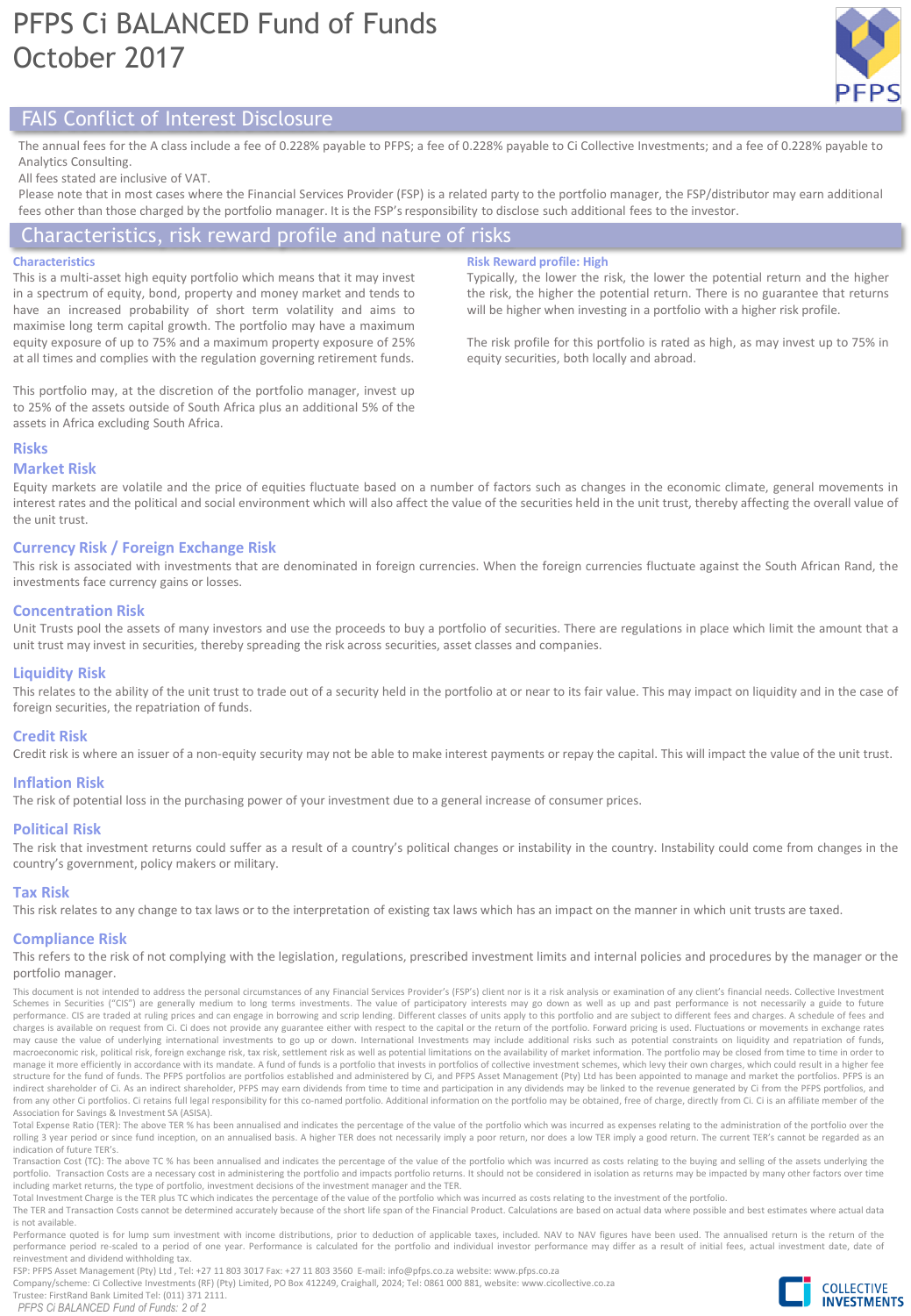# PFPS Ci BALANCED Fund of Funds
# October 2017

## FAIS Conflict of Interest Disclosure

The annual fees for the A class include a fee of 0.228% payable to PFPS; a fee of 0.228% payable to Ci Collective Investments; and a fee of 0.228% payable to Analytics Consulting.

All fees stated are inclusive of VAT.

Please note that in most cases where the Financial Services Provider (FSP) is a related party to the portfolio manager, the FSP/distributor may earn additional fees other than those charged by the portfolio manager. It is the FSP's responsibility to disclose such additional fees to the investor.

## Characteristics, risk reward profile and nature of risks

### Characteristics

This is a multi-asset high equity portfolio which means that it may invest in a spectrum of equity, bond, property and money market and tends to have an increased probability of short term volatility and aims to maximise long term capital growth. The portfolio may have a maximum equity exposure of up to 75% and a maximum property exposure of 25% at all times and complies with the regulation governing retirement funds.

This portfolio may, at the discretion of the portfolio manager, invest up to 25% of the assets outside of South Africa plus an additional 5% of the assets in Africa excluding South Africa.

### Risk Reward profile: High

Typically, the lower the risk, the lower the potential return and the higher the risk, the higher the potential return. There is no guarantee that returns will be higher when investing in a portfolio with a higher risk profile.

The risk profile for this portfolio is rated as high, as may invest up to 75% in equity securities, both locally and abroad.

### Risks

### Market Risk

Equity markets are volatile and the price of equities fluctuate based on a number of factors such as changes in the economic climate, general movements in interest rates and the political and social environment which will also affect the value of the securities held in the unit trust, thereby affecting the overall value of the unit trust.

### Currency Risk / Foreign Exchange Risk

This risk is associated with investments that are denominated in foreign currencies. When the foreign currencies fluctuate against the South African Rand, the investments face currency gains or losses.

### Concentration Risk

Unit Trusts pool the assets of many investors and use the proceeds to buy a portfolio of securities. There are regulations in place which limit the amount that a unit trust may invest in securities, thereby spreading the risk across securities, asset classes and companies.

### Liquidity Risk

This relates to the ability of the unit trust to trade out of a security held in the portfolio at or near to its fair value. This may impact on liquidity and in the case of foreign securities, the repatriation of funds.

### Credit Risk

Credit risk is where an issuer of a non-equity security may not be able to make interest payments or repay the capital. This will impact the value of the unit trust.

### Inflation Risk

The risk of potential loss in the purchasing power of your investment due to a general increase of consumer prices.

### Political Risk

The risk that investment returns could suffer as a result of a country's political changes or instability in the country. Instability could come from changes in the country's government, policy makers or military.

### Tax Risk

This risk relates to any change to tax laws or to the interpretation of existing tax laws which has an impact on the manner in which unit trusts are taxed.

### Compliance Risk

This refers to the risk of not complying with the legislation, regulations, prescribed investment limits and internal policies and procedures by the manager or the portfolio manager.

This document is not intended to address the personal circumstances of any Financial Services Provider's (FSP's) client nor is it a risk analysis or examination of any client's financial needs. Collective Investment Schemes in Securities ("CIS") are generally medium to long terms investments. The value of participatory interests may go down as well as up and past performance is not necessarily a guide to future performance. CIS are traded at ruling prices and can engage in borrowing and scrip lending. Different classes of units apply to this portfolio and are subject to different fees and charges. A schedule of fees and charges is available on request from Ci. Ci does not provide any guarantee either with respect to the capital or the return of the portfolio. Forward pricing is used. Fluctuations or movements in exchange rates may cause the value of underlying international investments to go up or down. International Investments may include additional risks such as potential constraints on liquidity and repatriation of funds, macroeconomic risk, political risk, foreign exchange risk, tax risk, settlement risk as well as potential limitations on the availability of market information. The portfolio may be closed from time to time in order to manage it more efficiently in accordance with its mandate. A fund of funds is a portfolio that invests in portfolios of collective investment schemes, which levy their own charges, which could result in a higher fee structure for the fund of funds. The PFPS portfolios are portfolios established and administered by Ci, and PFPS Asset Management (Pty) Ltd has been appointed to manage and market the portfolios. PFPS is an indirect shareholder of Ci. As an indirect shareholder, PFPS may earn dividends from time to time and participation in any dividends may be linked to the revenue generated by Ci from the PFPS portfolios, and from any other Ci portfolios. Ci retains full legal responsibility for this co-named portfolio. Additional information on the portfolio may be obtained, free of charge, directly from Ci. Ci is an affiliate member of the Association for Savings & Investment SA (ASISA).

Total Expense Ratio (TER): The above TER % has been annualised and indicates the percentage of the value of the portfolio which was incurred as expenses relating to the administration of the portfolio over the rolling 3 year period or since fund inception, on an annualised basis. A higher TER does not necessarily imply a poor return, nor does a low TER imply a good return. The current TER's cannot be regarded as an indication of future TER's.

Transaction Cost (TC): The above TC % has been annualised and indicates the percentage of the value of the portfolio which was incurred as costs relating to the buying and selling of the assets underlying the portfolio. Transaction Costs are a necessary cost in administering the portfolio and impacts portfolio returns. It should not be considered in isolation as returns may be impacted by many other factors over time including market returns, the type of portfolio, investment decisions of the investment manager and the TER.

Total Investment Charge is the TER plus TC which indicates the percentage of the value of the portfolio which was incurred as costs relating to the investment of the portfolio.

The TER and Transaction Costs cannot be determined accurately because of the short life span of the Financial Product. Calculations are based on actual data where possible and best estimates where actual data is not available.

Performance quoted is for lump sum investment with income distributions, prior to deduction of applicable taxes, included. NAV to NAV figures have been used. The annualised return is the return of the performance period re-scaled to a period of one year. Performance is calculated for the portfolio and individual investor performance may differ as a result of initial fees, actual investment date, date of reinvestment and dividend withholding tax.

FSP: PFPS Asset Management (Pty) Ltd , Tel: +27 11 803 3017 Fax: +27 11 803 3560 E-mail: info@pfps.co.za website: www.pfps.co.za

Company/scheme: Ci Collective Investments (RF) (Pty) Limited, PO Box 412249, Craighall, 2024; Tel: 0861 000 881, website: www.cicollective.co.za

Trustee: FirstRand Bank Limited Tel: (011) 371 2111.